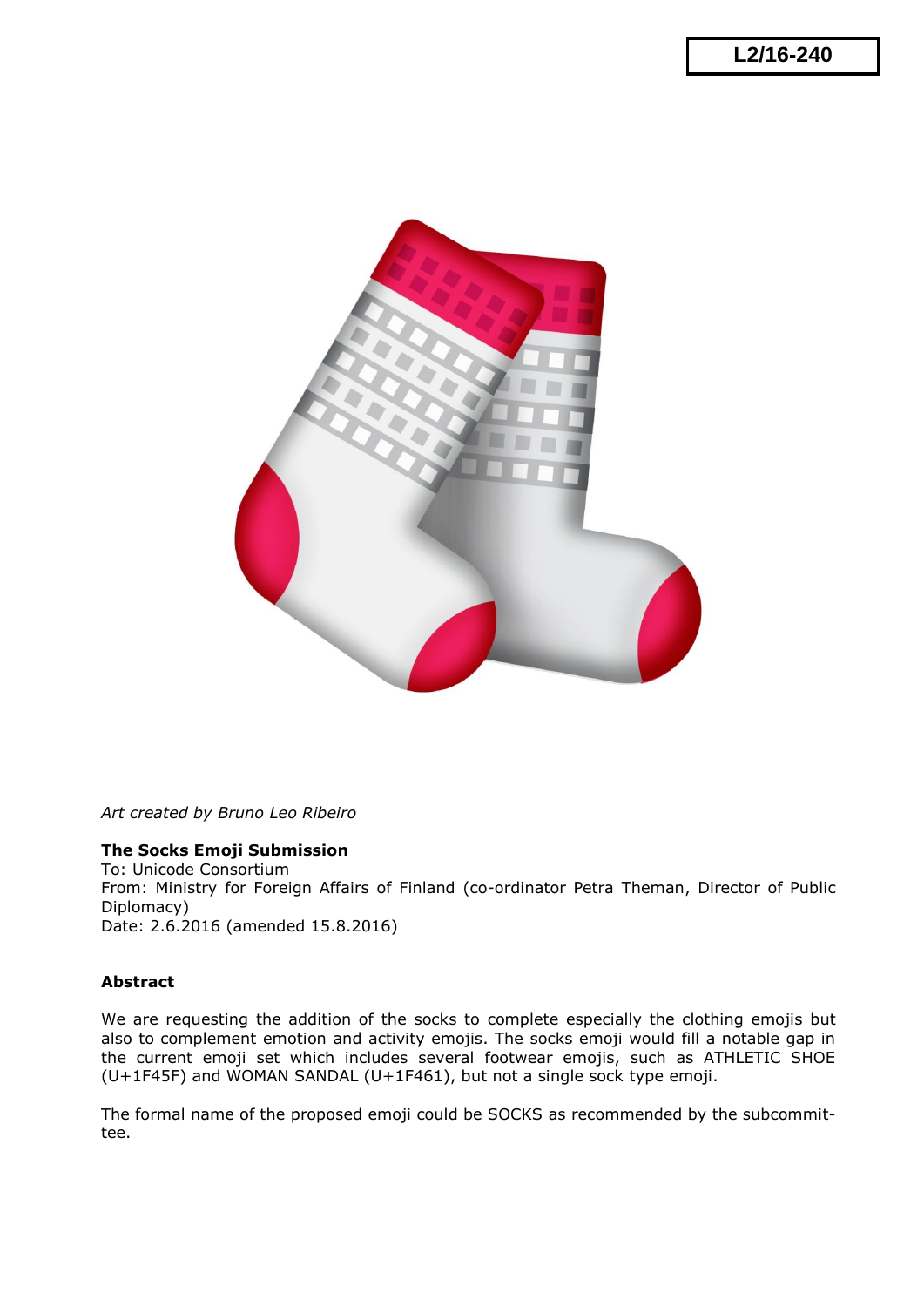L2/16-240

*Art created by Bruno Leo Ribeiro*

**The Socks Emoji Submission**
To: Unicode Consortium
From: Ministry for Foreign Affairs of Finland (co-ordinator Petra Theman, Director of Public Diplomacy)
Date: 2.6.2016 (amended 15.8.2016)

**Abstract**

We are requesting the addition of the socks to complete especially the clothing emojis but also to complement emotion and activity emojis. The socks emoji would fill a notable gap in the current emoji set which includes several footwear emojis, such as ATHLETIC SHOE (U+1F45F) and WOMAN SANDAL (U+1F461), but not a single sock type emoji.

The formal name of the proposed emoji could be SOCKS as recommended by the subcommittee.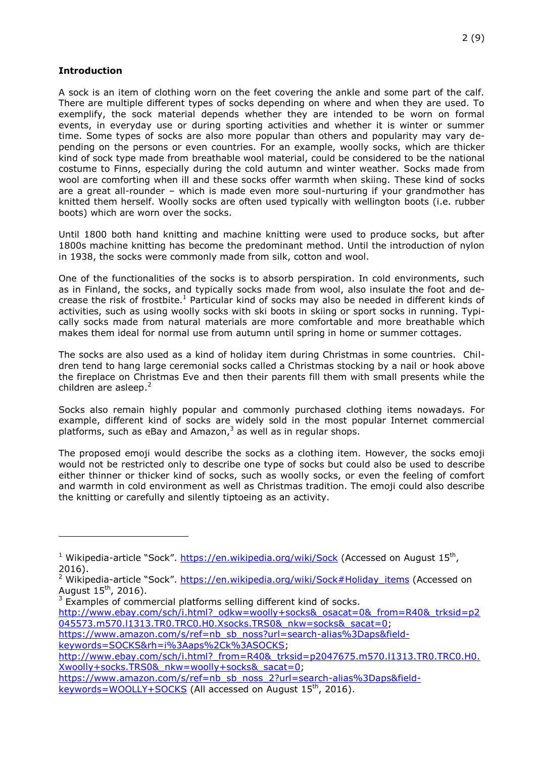**Introduction**

A sock is an item of clothing worn on the feet covering the ankle and some part of the calf. There are multiple different types of socks depending on where and when they are used. To exemplify, the sock material depends whether they are intended to be worn on formal events, in everyday use or during sporting activities and whether it is winter or summer time. Some types of socks are also more popular than others and popularity may vary depending on the persons or even countries. For an example, woolly socks, which are thicker kind of sock type made from breathable wool material, could be considered to be the national costume to Finns, especially during the cold autumn and winter weather. Socks made from wool are comforting when ill and these socks offer warmth when skiing. These kind of socks are a great all-rounder – which is made even more soul-nurturing if your grandmother has knitted them herself. Woolly socks are often used typically with wellington boots (i.e. rubber boots) which are worn over the socks.

Until 1800 both hand knitting and machine knitting were used to produce socks, but after 1800s machine knitting has become the predominant method. Until the introduction of nylon in 1938, the socks were commonly made from silk, cotton and wool.

One of the functionalities of the socks is to absorb perspiration. In cold environments, such as in Finland, the socks, and typically socks made from wool, also insulate the foot and decrease the risk of frostbite.[1] Particular kind of socks may also be needed in different kinds of activities, such as using woolly socks with ski boots in skiing or sport socks in running. Typically socks made from natural materials are more comfortable and more breathable which makes them ideal for normal use from autumn until spring in home or summer cottages.

The socks are also used as a kind of holiday item during Christmas in some countries. Children tend to hang large ceremonial socks called a Christmas stocking by a nail or hook above the fireplace on Christmas Eve and then their parents fill them with small presents while the children are asleep.[2]

Socks also remain highly popular and commonly purchased clothing items nowadays. For example, different kind of socks are widely sold in the most popular Internet commercial platforms, such as eBay and Amazon,[3] as well as in regular shops.

The proposed emoji would describe the socks as a clothing item. However, the socks emoji would not be restricted only to describe one type of socks but could also be used to describe either thinner or thicker kind of socks, such as woolly socks, or even the feeling of comfort and warmth in cold environment as well as Christmas tradition. The emoji could also describe the knitting or carefully and silently tiptoeing as an activity.

---

[1] Wikipedia-article "Sock". https://en.wikipedia.org/wiki/Sock (Accessed on August 15th, 2016).

[2] Wikipedia-article "Sock". https://en.wikipedia.org/wiki/Sock#Holiday_items (Accessed on August 15th, 2016).

[3] Examples of commercial platforms selling different kind of socks. http://www.ebay.com/sch/i.html?_odkw=woolly+socks&_osacat=0&_from=R40&_trksid=p2045573.m570.l1313.TR0.TRC0.H0.Xsocks.TRS0&_nkw=socks&_sacat=0; https://www.amazon.com/s/ref=nb_sb_noss?url=search-alias%3Daps&field-keywords=SOCKS&rh=i%3Aaps%2Ck%3ASOCKS; http://www.ebay.com/sch/i.html?_from=R40&_trksid=p2047675.m570.l1313.TR0.TRC0.H0.Xwoolly+socks.TRS0&_nkw=woolly+socks&_sacat=0; https://www.amazon.com/s/ref=nb_sb_noss_2?url=search-alias%3Daps&field-keywords=WOOLLY+SOCKS (All accessed on August 15th, 2016).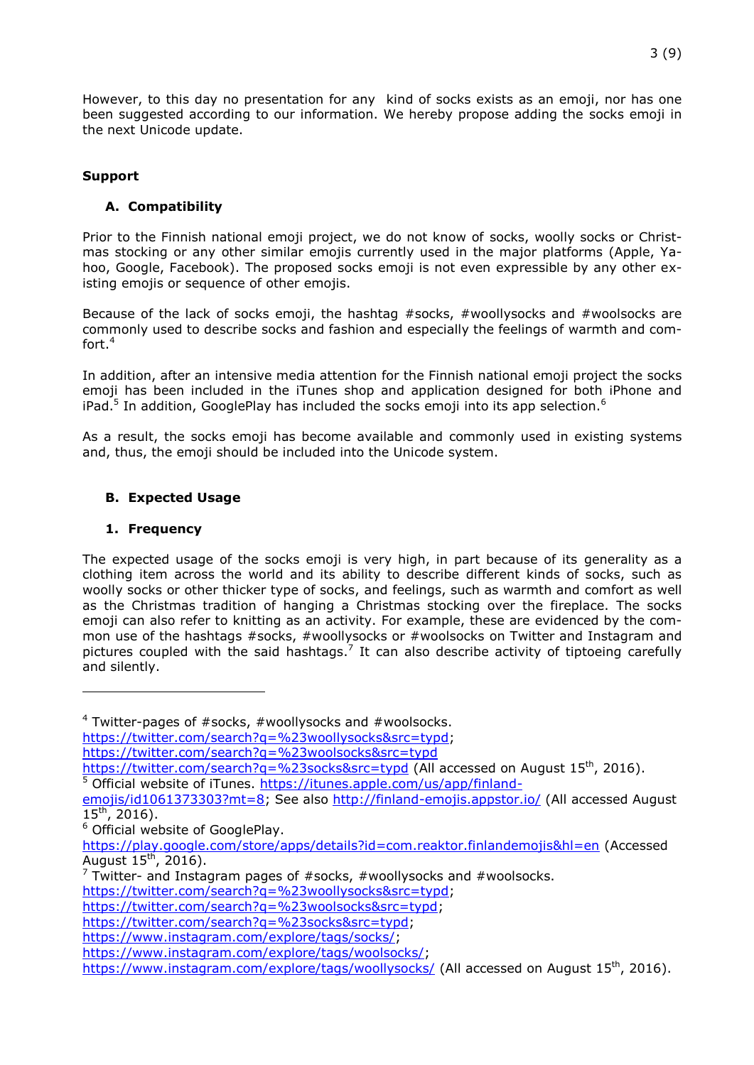However, to this day no presentation for any kind of socks exists as an emoji, nor has one been suggested according to our information. We hereby propose adding the socks emoji in the next Unicode update.

**Support**

**A. Compatibility**

Prior to the Finnish national emoji project, we do not know of socks, woolly socks or Christmas stocking or any other similar emojis currently used in the major platforms (Apple, Yahoo, Google, Facebook). The proposed socks emoji is not even expressible by any other existing emojis or sequence of other emojis.

Because of the lack of socks emoji, the hashtag #socks, #woollysocks and #woolsocks are commonly used to describe socks and fashion and especially the feelings of warmth and comfort.[4]

In addition, after an intensive media attention for the Finnish national emoji project the socks emoji has been included in the iTunes shop and application designed for both iPhone and iPad.[5] In addition, GooglePlay has included the socks emoji into its app selection.[6]

As a result, the socks emoji has become available and commonly used in existing systems and, thus, the emoji should be included into the Unicode system.

**B. Expected Usage**

**1. Frequency**

The expected usage of the socks emoji is very high, in part because of its generality as a clothing item across the world and its ability to describe different kinds of socks, such as woolly socks or other thicker type of socks, and feelings, such as warmth and comfort as well as the Christmas tradition of hanging a Christmas stocking over the fireplace. The socks emoji can also refer to knitting as an activity. For example, these are evidenced by the common use of the hashtags #socks, #woollysocks or #woolsocks on Twitter and Instagram and pictures coupled with the said hashtags.[7] It can also describe activity of tiptoeing carefully and silently.

---

[4] Twitter-pages of #socks, #woollysocks and #woolsocks.
https://twitter.com/search?q=%23woollysocks&src=typd;
https://twitter.com/search?q=%23woolsocks&src=typd
https://twitter.com/search?q=%23socks&src=typd (All accessed on August 15th, 2016).

[5] Official website of iTunes. https://itunes.apple.com/us/app/finland-emojis/id1061373303?mt=8; See also http://finland-emojis.appstor.io/ (All accessed August 15th, 2016).

[6] Official website of GooglePlay.
https://play.google.com/store/apps/details?id=com.reaktor.finlandemojis&hl=en (Accessed August 15th, 2016).

[7] Twitter- and Instagram pages of #socks, #woollysocks and #woolsocks.
https://twitter.com/search?q=%23woollysocks&src=typd;
https://twitter.com/search?q=%23woolsocks&src=typd;
https://twitter.com/search?q=%23socks&src=typd;
https://www.instagram.com/explore/tags/socks/;
https://www.instagram.com/explore/tags/woolsocks/;
https://www.instagram.com/explore/tags/woollysocks/ (All accessed on August 15th, 2016).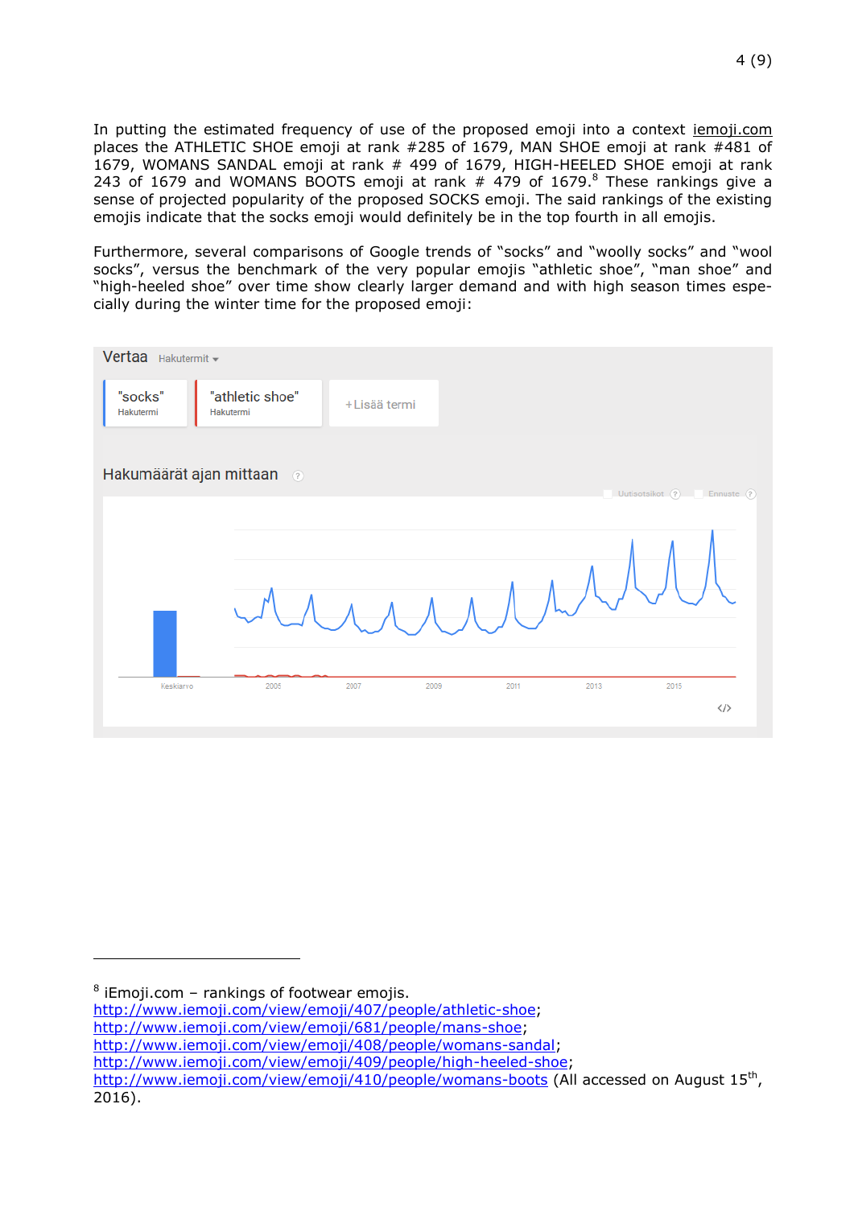In putting the estimated frequency of use of the proposed emoji into a context iemoji.com places the ATHLETIC SHOE emoji at rank #285 of 1679, MAN SHOE emoji at rank #481 of 1679, WOMANS SANDAL emoji at rank # 499 of 1679, HIGH-HEELED SHOE emoji at rank 243 of 1679 and WOMANS BOOTS emoji at rank # 479 of 1679.[8] These rankings give a sense of projected popularity of the proposed SOCKS emoji. The said rankings of the existing emojis indicate that the socks emoji would definitely be in the top fourth in all emojis.

Furthermore, several comparisons of Google trends of “socks” and “woolly socks” and “wool socks”, versus the benchmark of the very popular emojis “athletic shoe”, “man shoe” and “high-heeled shoe” over time show clearly larger demand and with high season times especially during the winter time for the proposed emoji:

---

[8] iEmoji.com – rankings of footwear emojis.
http://www.iemoji.com/view/emoji/407/people/athletic-shoe;
http://www.iemoji.com/view/emoji/681/people/mans-shoe;
http://www.iemoji.com/view/emoji/408/people/womans-sandal;
http://www.iemoji.com/view/emoji/409/people/high-heeled-shoe;
http://www.iemoji.com/view/emoji/410/people/womans-boots (All accessed on August 15th, 2016).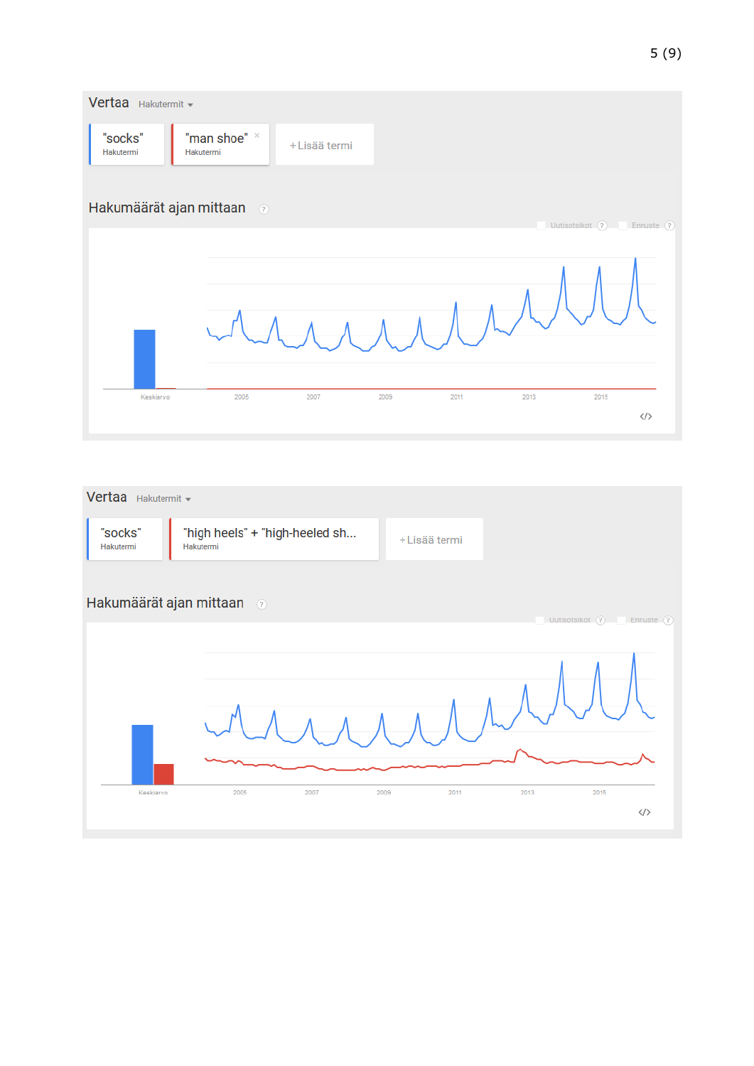Vertaa Hakutermit

"socks" Hakutermi | "man shoe" Hakutermi | + Lisää termi

## Hakumäärät ajan mittaan

Uutisotsikot Ennuste

Keskiarvo 2005 2007 2009 2011 2013 2015

Vertaa Hakutermit

"socks" Hakutermi | "high heels" + "high-heeled sh... Hakutermi | + Lisää termi

## Hakumäärät ajan mittaan

Uutisotsikot Ennuste

Keskiarvo 2005 2007 2009 2011 2013 2015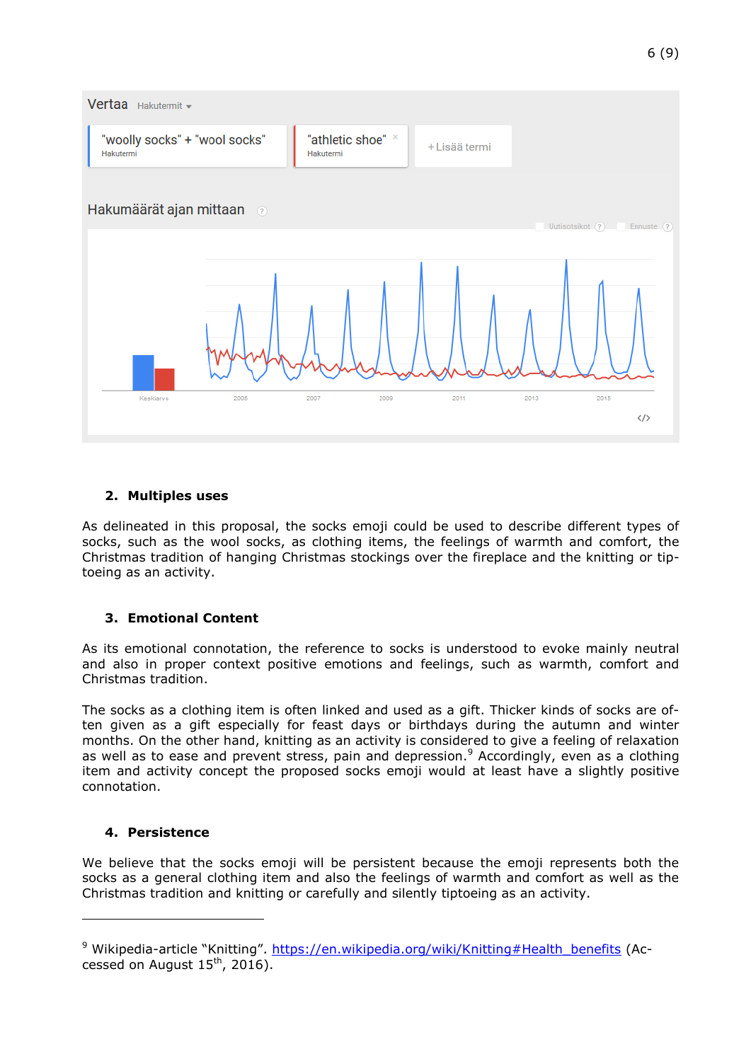Vertaa Hakutermit

"woolly socks" + "wool socks" Hakutermi

"athletic shoe" Hakutermi

+Lisää termi

Hakumäärät ajan mittaan

Uutisotsikot Ennuste

Keskiarvo 2005 2007 2009 2011 2013 2015

## 2. Multiples uses

As delineated in this proposal, the socks emoji could be used to describe different types of socks, such as the wool socks, as clothing items, the feelings of warmth and comfort, the Christmas tradition of hanging Christmas stockings over the fireplace and the knitting or tiptoeing as an activity.

## 3. Emotional Content

As its emotional connotation, the reference to socks is understood to evoke mainly neutral and also in proper context positive emotions and feelings, such as warmth, comfort and Christmas tradition.

The socks as a clothing item is often linked and used as a gift. Thicker kinds of socks are often given as a gift especially for feast days or birthdays during the autumn and winter months. On the other hand, knitting as an activity is considered to give a feeling of relaxation as well as to ease and prevent stress, pain and depression.[9] Accordingly, even as a clothing item and activity concept the proposed socks emoji would at least have a slightly positive connotation.

## 4. Persistence

We believe that the socks emoji will be persistent because the emoji represents both the socks as a general clothing item and also the feelings of warmth and comfort as well as the Christmas tradition and knitting or carefully and silently tiptoeing as an activity.

---

[9] Wikipedia-article "Knitting". https://en.wikipedia.org/wiki/Knitting#Health_benefits (Accessed on August 15th, 2016).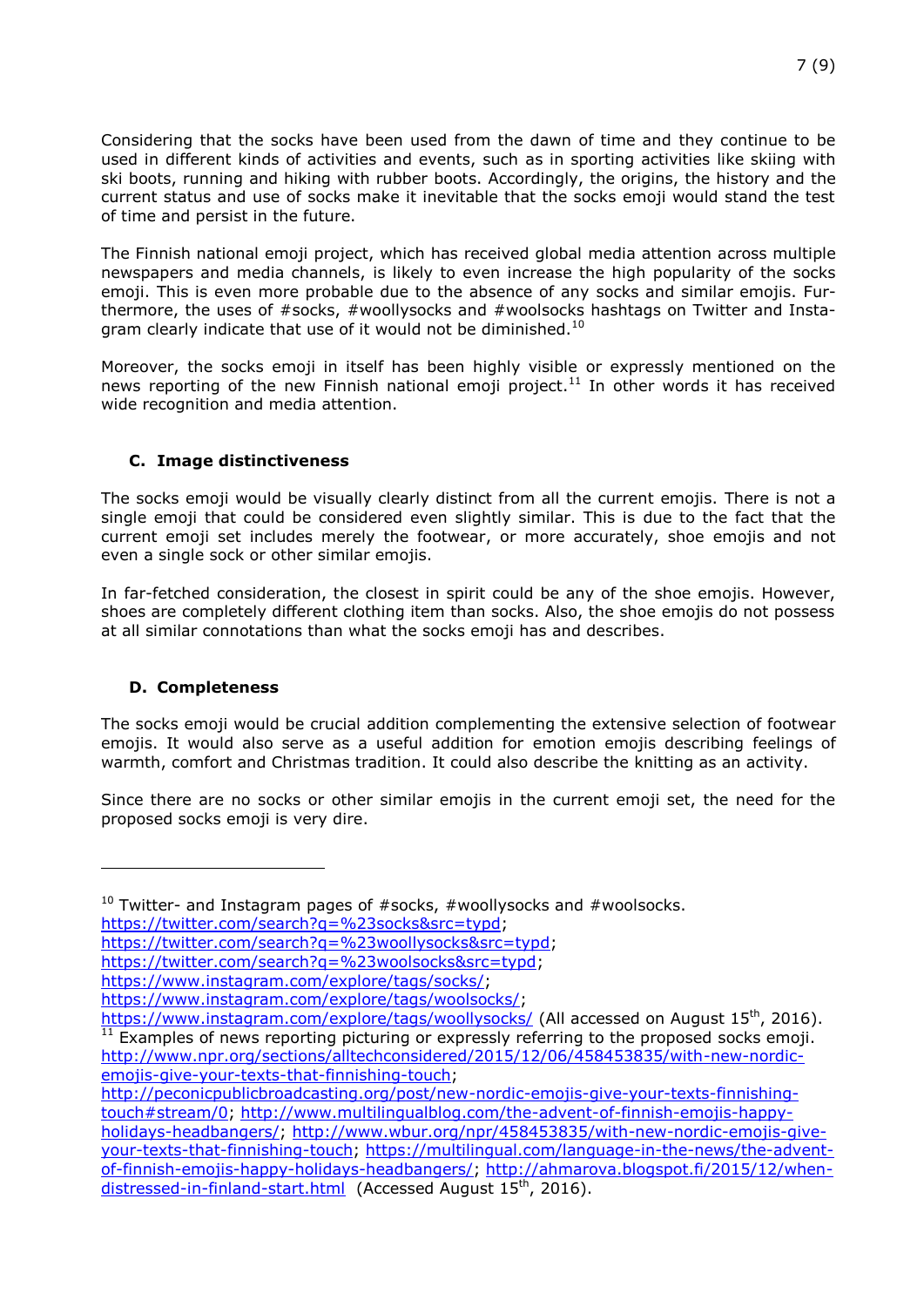Considering that the socks have been used from the dawn of time and they continue to be used in different kinds of activities and events, such as in sporting activities like skiing with ski boots, running and hiking with rubber boots. Accordingly, the origins, the history and the current status and use of socks make it inevitable that the socks emoji would stand the test of time and persist in the future.

The Finnish national emoji project, which has received global media attention across multiple newspapers and media channels, is likely to even increase the high popularity of the socks emoji. This is even more probable due to the absence of any socks and similar emojis. Furthermore, the uses of #socks, #woollysocks and #woolsocks hashtags on Twitter and Instagram clearly indicate that use of it would not be diminished.[10]

Moreover, the socks emoji in itself has been highly visible or expressly mentioned on the news reporting of the new Finnish national emoji project.[11] In other words it has received wide recognition and media attention.

### C. Image distinctiveness

The socks emoji would be visually clearly distinct from all the current emojis. There is not a single emoji that could be considered even slightly similar. This is due to the fact that the current emoji set includes merely the footwear, or more accurately, shoe emojis and not even a single sock or other similar emojis.

In far-fetched consideration, the closest in spirit could be any of the shoe emojis. However, shoes are completely different clothing item than socks. Also, the shoe emojis do not possess at all similar connotations than what the socks emoji has and describes.

### D. Completeness

The socks emoji would be crucial addition complementing the extensive selection of footwear emojis. It would also serve as a useful addition for emotion emojis describing feelings of warmth, comfort and Christmas tradition. It could also describe the knitting as an activity.

Since there are no socks or other similar emojis in the current emoji set, the need for the proposed socks emoji is very dire.

---

[10] Twitter- and Instagram pages of #socks, #woollysocks and #woolsocks.
https://twitter.com/search?q=%23socks&src=typd;
https://twitter.com/search?q=%23woollysocks&src=typd;
https://twitter.com/search?q=%23woolsocks&src=typd;
https://www.instagram.com/explore/tags/socks/;
https://www.instagram.com/explore/tags/woolsocks/;
https://www.instagram.com/explore/tags/woollysocks/ (All accessed on August 15th, 2016).

[11] Examples of news reporting picturing or expressly referring to the proposed socks emoji.
http://www.npr.org/sections/alltechconsidered/2015/12/06/458453835/with-new-nordic-emojis-give-your-texts-that-finnishing-touch;
http://peconicpublicbroadcasting.org/post/new-nordic-emojis-give-your-texts-finnishing-touch#stream/0; http://www.multilingualblog.com/the-advent-of-finnish-emojis-happy-holidays-headbangers/; http://www.wbur.org/npr/458453835/with-new-nordic-emojis-give-your-texts-that-finnishing-touch; https://multilingual.com/language-in-the-news/the-advent-of-finnish-emojis-happy-holidays-headbangers/; http://ahmarova.blogspot.fi/2015/12/when-distressed-in-finland-start.html (Accessed August 15th, 2016).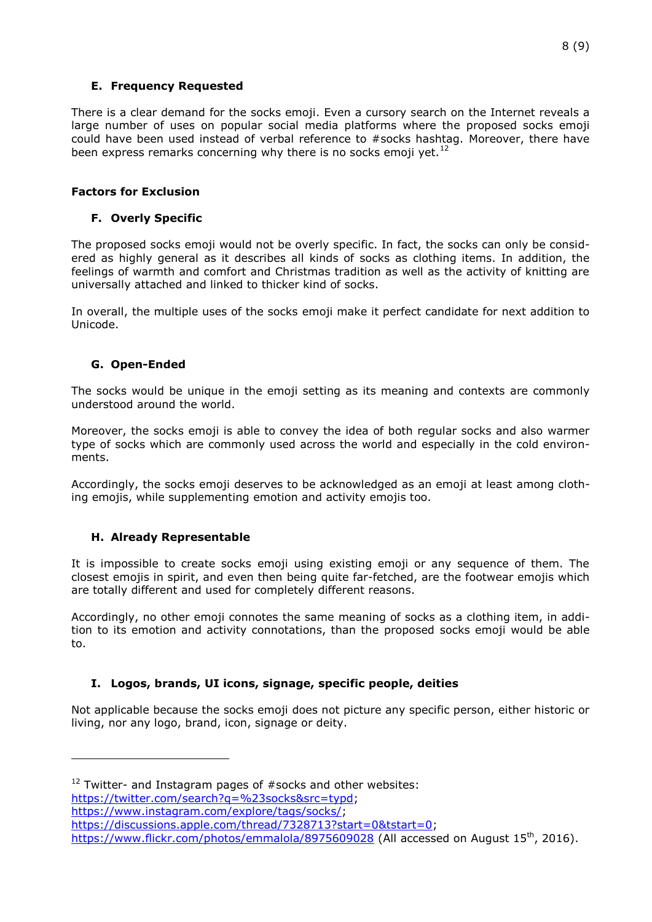### E. Frequency Requested

There is a clear demand for the socks emoji. Even a cursory search on the Internet reveals a large number of uses on popular social media platforms where the proposed socks emoji could have been used instead of verbal reference to #socks hashtag. Moreover, there have been express remarks concerning why there is no socks emoji yet.[12]

## Factors for Exclusion

### F. Overly Specific

The proposed socks emoji would not be overly specific. In fact, the socks can only be considered as highly general as it describes all kinds of socks as clothing items. In addition, the feelings of warmth and comfort and Christmas tradition as well as the activity of knitting are universally attached and linked to thicker kind of socks.

In overall, the multiple uses of the socks emoji make it perfect candidate for next addition to Unicode.

### G. Open-Ended

The socks would be unique in the emoji setting as its meaning and contexts are commonly understood around the world.

Moreover, the socks emoji is able to convey the idea of both regular socks and also warmer type of socks which are commonly used across the world and especially in the cold environments.

Accordingly, the socks emoji deserves to be acknowledged as an emoji at least among clothing emojis, while supplementing emotion and activity emojis too.

### H. Already Representable

It is impossible to create socks emoji using existing emoji or any sequence of them. The closest emojis in spirit, and even then being quite far-fetched, are the footwear emojis which are totally different and used for completely different reasons.

Accordingly, no other emoji connotes the same meaning of socks as a clothing item, in addition to its emotion and activity connotations, than the proposed socks emoji would be able to.

### I. Logos, brands, UI icons, signage, specific people, deities

Not applicable because the socks emoji does not picture any specific person, either historic or living, nor any logo, brand, icon, signage or deity.

---

[12] Twitter- and Instagram pages of #socks and other websites:
https://twitter.com/search?q=%23socks&src=typd;
https://www.instagram.com/explore/tags/socks/;
https://discussions.apple.com/thread/7328713?start=0&tstart=0;
https://www.flickr.com/photos/emmalola/8975609028 (All accessed on August 15th, 2016).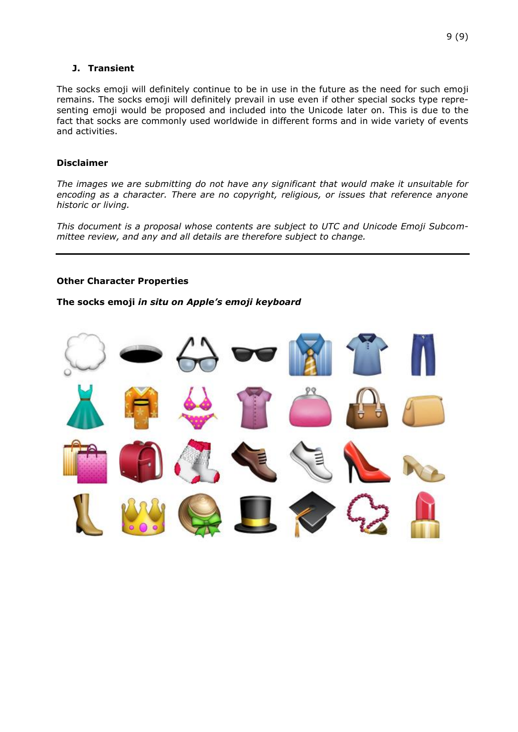### J. Transient

The socks emoji will definitely continue to be in use in the future as the need for such emoji remains. The socks emoji will definitely prevail in use even if other special socks type representing emoji would be proposed and included into the Unicode later on. This is due to the fact that socks are commonly used worldwide in different forms and in wide variety of events and activities.

### Disclaimer

*The images we are submitting do not have any significant that would make it unsuitable for encoding as a character. There are no copyright, religious, or issues that reference anyone historic or living.*

*This document is a proposal whose contents are subject to UTC and Unicode Emoji Subcommittee review, and any and all details are therefore subject to change.*

---

### Other Character Properties

**The socks emoji *in situ on Apple's emoji keyboard***